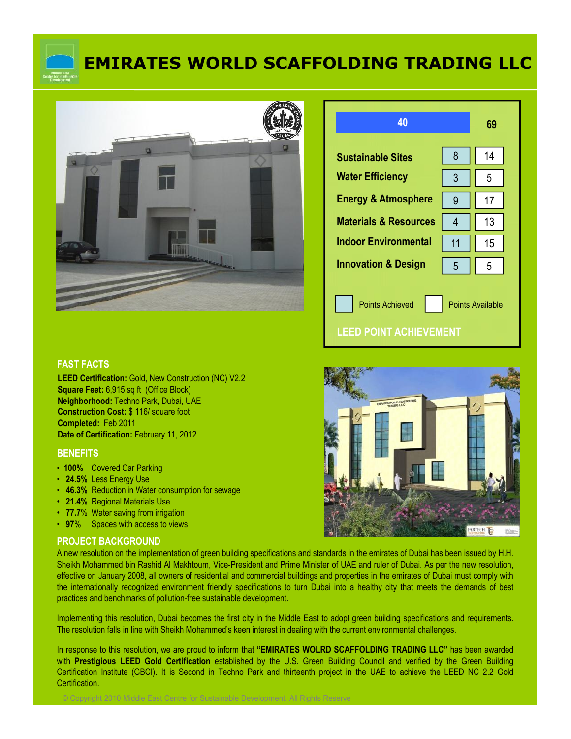# EMIRATES WORLD SCAFFOLDING TRADING LLC

| | Points Achieved | Points Available |
|---|---|---|
| **Total** | 40 | 69 |
| Sustainable Sites | 8 | 14 |
| Water Efficiency | 3 | 5 |
| Energy & Atmosphere | 9 | 17 |
| Materials & Resources | 4 | 13 |
| Indoor Environmental | 11 | 15 |
| Innovation & Design | 5 | 5 |

**LEED POINT ACHIEVEMENT**

## FAST FACTS

**LEED Certification:** Gold, New Construction (NC) V2.2
**Square Feet:** 6,915 sq ft (Office Block)
**Neighborhood:** Techno Park, Dubai, UAE
**Construction Cost:** $ 116/ square foot
**Completed:** Feb 2011
**Date of Certification:** February 11, 2012

## BENEFITS

- **100%** Covered Car Parking
- **24.5%** Less Energy Use
- **46.3%** Reduction in Water consumption for sewage
- **21.4%** Regional Materials Use
- **77.7%** Water saving from irrigation
- **97%** Spaces with access to views

## PROJECT BACKGROUND

A new resolution on the implementation of green building specifications and standards in the emirates of Dubai has been issued by H.H. Sheikh Mohammed bin Rashid Al Makhtoum, Vice-President and Prime Minister of UAE and ruler of Dubai. As per the new resolution, effective on January 2008, all owners of residential and commercial buildings and properties in the emirates of Dubai must comply with the internationally recognized environment friendly specifications to turn Dubai into a healthy city that meets the demands of best practices and benchmarks of pollution-free sustainable development.

Implementing this resolution, Dubai becomes the first city in the Middle East to adopt green building specifications and requirements. The resolution falls in line with Sheikh Mohammed's keen interest in dealing with the current environmental challenges.

In response to this resolution, we are proud to inform that **"EMIRATES WOLRD SCAFFOLDING TRADING LLC"** has been awarded with **Prestigious LEED Gold Certification** established by the U.S. Green Building Council and verified by the Green Building Certification Institute (GBCI). It is Second in Techno Park and thirteenth project in the UAE to achieve the LEED NC 2.2 Gold Certification.

© Copyright 2010 Middle East Centre for Sustainable Development. All Rights Reserve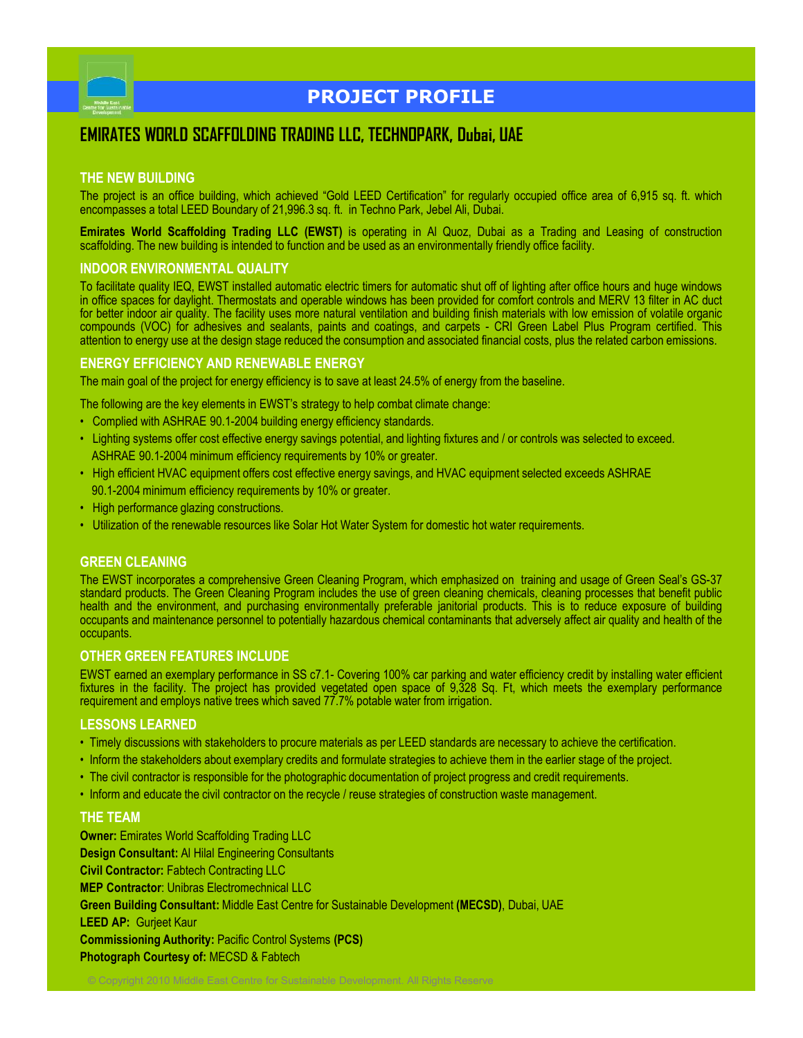# PROJECT PROFILE

## EMIRATES WORLD SCAFFOLDING TRADING LLC, TECHNOPARK, Dubai, UAE

### THE NEW BUILDING

The project is an office building, which achieved "Gold LEED Certification" for regularly occupied office area of 6,915 sq. ft. which encompasses a total LEED Boundary of 21,996.3 sq. ft. in Techno Park, Jebel Ali, Dubai.

**Emirates World Scaffolding Trading LLC (EWST)** is operating in Al Quoz, Dubai as a Trading and Leasing of construction scaffolding. The new building is intended to function and be used as an environmentally friendly office facility.

### INDOOR ENVIRONMENTAL QUALITY

To facilitate quality IEQ, EWST installed automatic electric timers for automatic shut off of lighting after office hours and huge windows in office spaces for daylight. Thermostats and operable windows has been provided for comfort controls and MERV 13 filter in AC duct for better indoor air quality. The facility uses more natural ventilation and building finish materials with low emission of volatile organic compounds (VOC) for adhesives and sealants, paints and coatings, and carpets - CRI Green Label Plus Program certified. This attention to energy use at the design stage reduced the consumption and associated financial costs, plus the related carbon emissions.

### ENERGY EFFICIENCY AND RENEWABLE ENERGY

The main goal of the project for energy efficiency is to save at least 24.5% of energy from the baseline.

The following are the key elements in EWST's strategy to help combat climate change:

- Complied with ASHRAE 90.1-2004 building energy efficiency standards.
- Lighting systems offer cost effective energy savings potential, and lighting fixtures and / or controls was selected to exceed. ASHRAE 90.1-2004 minimum efficiency requirements by 10% or greater.
- High efficient HVAC equipment offers cost effective energy savings, and HVAC equipment selected exceeds ASHRAE 90.1-2004 minimum efficiency requirements by 10% or greater.
- High performance glazing constructions.
- Utilization of the renewable resources like Solar Hot Water System for domestic hot water requirements.

### GREEN CLEANING

The EWST incorporates a comprehensive Green Cleaning Program, which emphasized on training and usage of Green Seal's GS-37 standard products. The Green Cleaning Program includes the use of green cleaning chemicals, cleaning processes that benefit public health and the environment, and purchasing environmentally preferable janitorial products. This is to reduce exposure of building occupants and maintenance personnel to potentially hazardous chemical contaminants that adversely affect air quality and health of the occupants.

### OTHER GREEN FEATURES INCLUDE

EWST earned an exemplary performance in SS c7.1- Covering 100% car parking and water efficiency credit by installing water efficient fixtures in the facility. The project has provided vegetated open space of 9,328 Sq. Ft, which meets the exemplary performance requirement and employs native trees which saved 77.7% potable water from irrigation.

### LESSONS LEARNED

- Timely discussions with stakeholders to procure materials as per LEED standards are necessary to achieve the certification.
- Inform the stakeholders about exemplary credits and formulate strategies to achieve them in the earlier stage of the project.
- The civil contractor is responsible for the photographic documentation of project progress and credit requirements.
- Inform and educate the civil contractor on the recycle / reuse strategies of construction waste management.

### THE TEAM

**Owner:** Emirates World Scaffolding Trading LLC

**Design Consultant:** Al Hilal Engineering Consultants

**Civil Contractor:** Fabtech Contracting LLC

**MEP Contractor**: Unibras Electromechnical LLC

**Green Building Consultant:** Middle East Centre for Sustainable Development **(MECSD)**, Dubai, UAE

**LEED AP:** Gurjeet Kaur

**Commissioning Authority:** Pacific Control Systems **(PCS)**

**Photograph Courtesy of:** MECSD & Fabtech

© Copyright 2010 Middle East Centre for Sustainable Development. All Rights Reserve